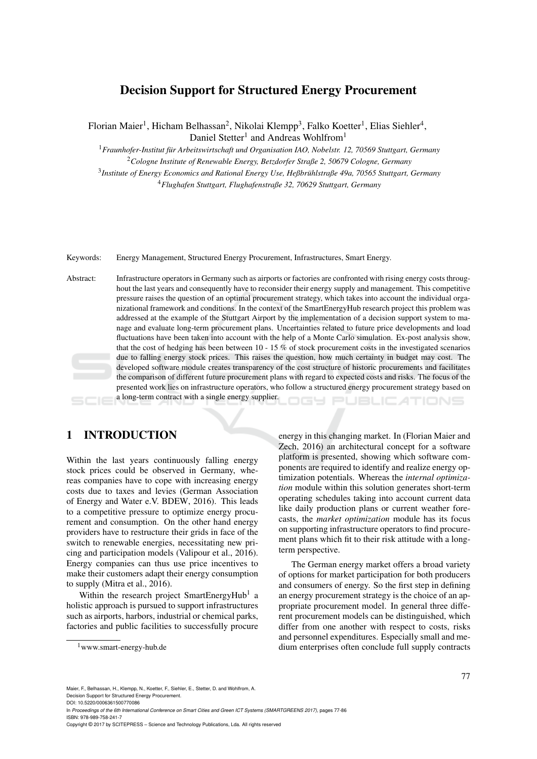# Decision Support for Structured Energy Procurement

Florian Maier[1], Hicham Belhassan[2], Nikolai Klempp[3], Falko Koetter[1], Elias Siehler[4], Daniel Stetter[1] and Andreas Wohlfrom[1]

[1]*Fraunhofer-Institut für Arbeitswirtschaft und Organisation IAO, Nobelstr. 12, 70569 Stuttgart, Germany*
[2]*Cologne Institute of Renewable Energy, Betzdorfer Straße 2, 50679 Cologne, Germany*
[3]*Institute of Energy Economics and Rational Energy Use, Heßbrühlstraße 49a, 70565 Stuttgart, Germany*
[4]*Flughafen Stuttgart, Flughafenstraße 32, 70629 Stuttgart, Germany*

Keywords: Energy Management, Structured Energy Procurement, Infrastructures, Smart Energy.

Abstract: Infrastructure operators in Germany such as airports or factories are confronted with rising energy costs throughout the last years and consequently have to reconsider their energy supply and management. This competitive pressure raises the question of an optimal procurement strategy, which takes into account the individual organizational framework and conditions. In the context of the SmartEnergyHub research project this problem was addressed at the example of the Stuttgart Airport by the implementation of a decision support system to manage and evaluate long-term procurement plans. Uncertainties related to future price developments and load fluctuations have been taken into account with the help of a Monte Carlo simulation. Ex-post analysis show, that the cost of hedging has been between 10 - 15 % of stock procurement costs in the investigated scenarios due to falling energy stock prices. This raises the question, how much certainty in budget may cost. The developed software module creates transparency of the cost structure of historic procurements and facilitates the comparison of different future procurement plans with regard to expected costs and risks. The focus of the presented work lies on infrastructure operators, who follow a structured energy procurement strategy based on a long-term contract with a single energy supplier.

## 1 INTRODUCTION

Within the last years continuously falling energy stock prices could be observed in Germany, whereas companies have to cope with increasing energy costs due to taxes and levies (German Association of Energy and Water e.V. BDEW, 2016). This leads to a competitive pressure to optimize energy procurement and consumption. On the other hand energy providers have to restructure their grids in face of the switch to renewable energies, necessitating new pricing and participation models (Valipour et al., 2016). Energy companies can thus use price incentives to make their customers adapt their energy consumption to supply (Mitra et al., 2016).

Within the research project SmartEnergyHub[1] a holistic approach is pursued to support infrastructures such as airports, harbors, industrial or chemical parks, factories and public facilities to successfully procure energy in this changing market. In (Florian Maier and Zech, 2016) an architectural concept for a software platform is presented, showing which software components are required to identify and realize energy optimization potentials. Whereas the *internal optimization* module within this solution generates short-term operating schedules taking into account current data like daily production plans or current weather forecasts, the *market optimization* module has its focus on supporting infrastructure operators to find procurement plans which fit to their risk attitude with a long-term perspective.

The German energy market offers a broad variety of options for market participation for both producers and consumers of energy. So the first step in defining an energy procurement strategy is the choice of an appropriate procurement model. In general three different procurement models can be distinguished, which differ from one another with respect to costs, risks and personnel expenditures. Especially small and medium enterprises often conclude full supply contracts

[1]www.smart-energy-hub.de

Maier, F., Belhassan, H., Klempp, N., Koetter, F., Siehler, E., Stetter, D. and Wohlfrom, A.
Decision Support for Structured Energy Procurement.
DOI: 10.5220/0006361500770086
In *Proceedings of the 6th International Conference on Smart Cities and Green ICT Systems (SMARTGREENS 2017)*, pages 77-86
ISBN: 978-989-758-241-7
Copyright © 2017 by SCITEPRESS – Science and Technology Publications, Lda. All rights reserved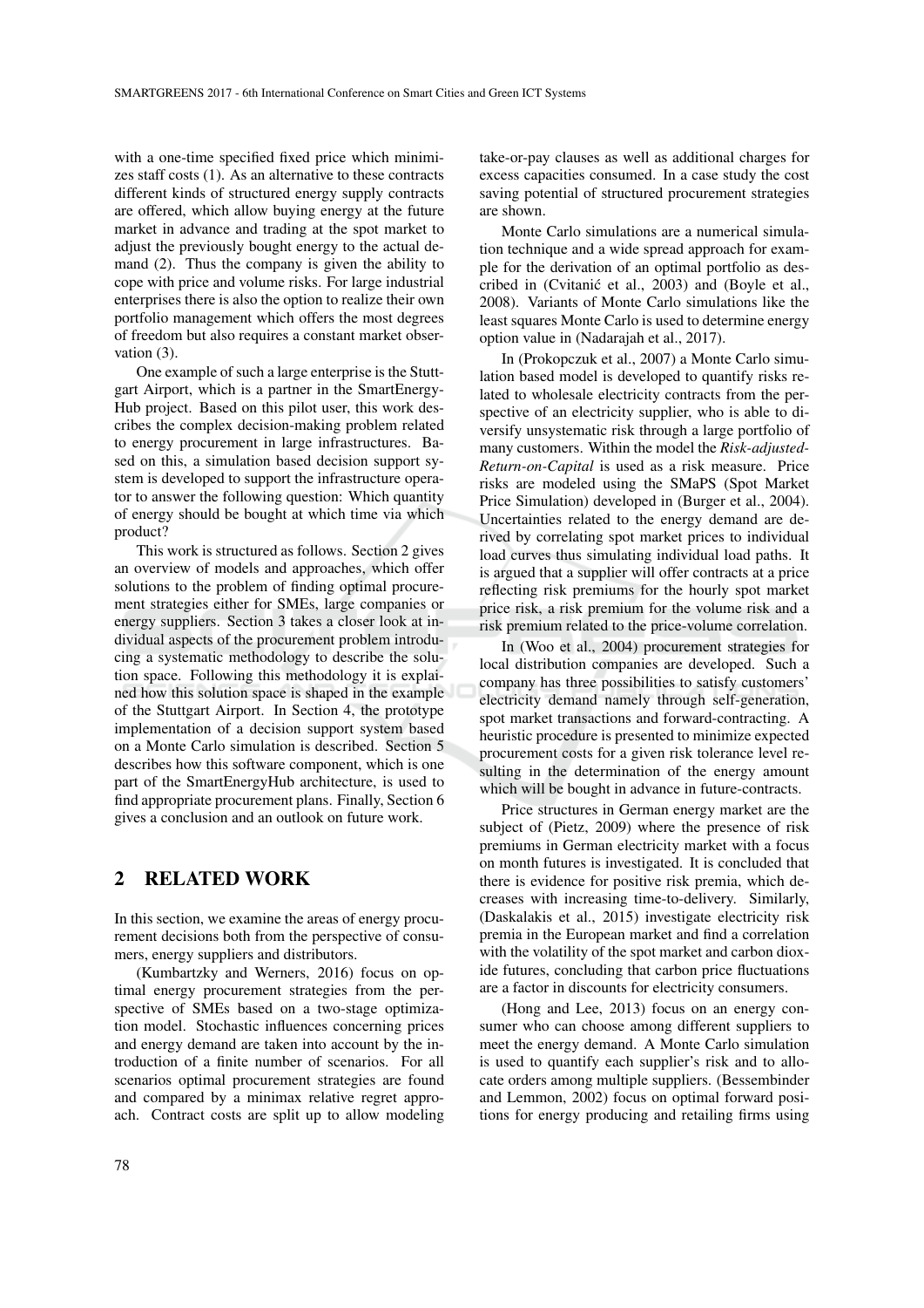with a one-time specified fixed price which minimizes staff costs (1). As an alternative to these contracts different kinds of structured energy supply contracts are offered, which allow buying energy at the future market in advance and trading at the spot market to adjust the previously bought energy to the actual demand (2). Thus the company is given the ability to cope with price and volume risks. For large industrial enterprises there is also the option to realize their own portfolio management which offers the most degrees of freedom but also requires a constant market observation (3).

One example of such a large enterprise is the Stuttgart Airport, which is a partner in the SmartEnergyHub project. Based on this pilot user, this work describes the complex decision-making problem related to energy procurement in large infrastructures. Based on this, a simulation based decision support system is developed to support the infrastructure operator to answer the following question: Which quantity of energy should be bought at which time via which product?

This work is structured as follows. Section 2 gives an overview of models and approaches, which offer solutions to the problem of finding optimal procurement strategies either for SMEs, large companies or energy suppliers. Section 3 takes a closer look at individual aspects of the procurement problem introducing a systematic methodology to describe the solution space. Following this methodology it is explained how this solution space is shaped in the example of the Stuttgart Airport. In Section 4, the prototype implementation of a decision support system based on a Monte Carlo simulation is described. Section 5 describes how this software component, which is one part of the SmartEnergyHub architecture, is used to find appropriate procurement plans. Finally, Section 6 gives a conclusion and an outlook on future work.

## 2 RELATED WORK

In this section, we examine the areas of energy procurement decisions both from the perspective of consumers, energy suppliers and distributors.

(Kumbartzky and Werners, 2016) focus on optimal energy procurement strategies from the perspective of SMEs based on a two-stage optimization model. Stochastic influences concerning prices and energy demand are taken into account by the introduction of a finite number of scenarios. For all scenarios optimal procurement strategies are found and compared by a minimax relative regret approach. Contract costs are split up to allow modeling take-or-pay clauses as well as additional charges for excess capacities consumed. In a case study the cost saving potential of structured procurement strategies are shown.

Monte Carlo simulations are a numerical simulation technique and a wide spread approach for example for the derivation of an optimal portfolio as described in (Cvitanić et al., 2003) and (Boyle et al., 2008). Variants of Monte Carlo simulations like the least squares Monte Carlo is used to determine energy option value in (Nadarajah et al., 2017).

In (Prokopczuk et al., 2007) a Monte Carlo simulation based model is developed to quantify risks related to wholesale electricity contracts from the perspective of an electricity supplier, who is able to diversify unsystematic risk through a large portfolio of many customers. Within the model the *Risk-adjusted-Return-on-Capital* is used as a risk measure. Price risks are modeled using the SMaPS (Spot Market Price Simulation) developed in (Burger et al., 2004). Uncertainties related to the energy demand are derived by correlating spot market prices to individual load curves thus simulating individual load paths. It is argued that a supplier will offer contracts at a price reflecting risk premiums for the hourly spot market price risk, a risk premium for the volume risk and a risk premium related to the price-volume correlation.

In (Woo et al., 2004) procurement strategies for local distribution companies are developed. Such a company has three possibilities to satisfy customers' electricity demand namely through self-generation, spot market transactions and forward-contracting. A heuristic procedure is presented to minimize expected procurement costs for a given risk tolerance level resulting in the determination of the energy amount which will be bought in advance in future-contracts.

Price structures in German energy market are the subject of (Pietz, 2009) where the presence of risk premiums in German electricity market with a focus on month futures is investigated. It is concluded that there is evidence for positive risk premia, which decreases with increasing time-to-delivery. Similarly, (Daskalakis et al., 2015) investigate electricity risk premia in the European market and find a correlation with the volatility of the spot market and carbon dioxide futures, concluding that carbon price fluctuations are a factor in discounts for electricity consumers.

(Hong and Lee, 2013) focus on an energy consumer who can choose among different suppliers to meet the energy demand. A Monte Carlo simulation is used to quantify each supplier's risk and to allocate orders among multiple suppliers. (Bessembinder and Lemmon, 2002) focus on optimal forward positions for energy producing and retailing firms using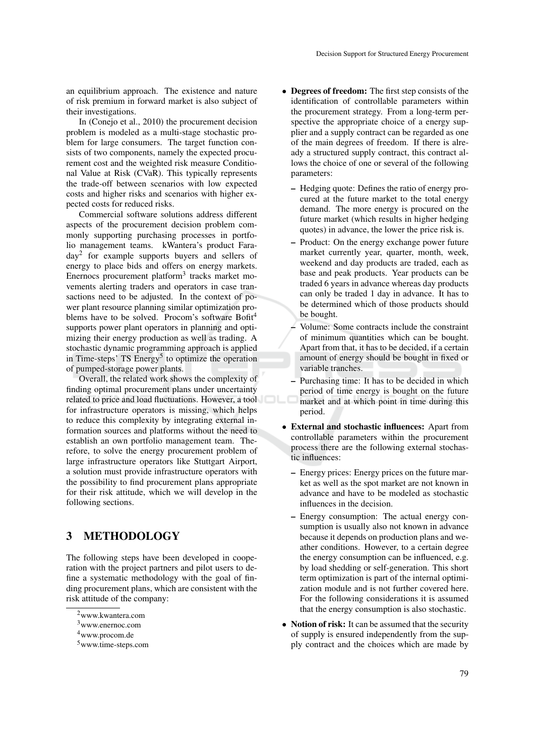an equilibrium approach. The existence and nature of risk premium in forward market is also subject of their investigations.

In (Conejo et al., 2010) the procurement decision problem is modeled as a multi-stage stochastic problem for large consumers. The target function consists of two components, namely the expected procurement cost and the weighted risk measure Conditional Value at Risk (CVaR). This typically represents the trade-off between scenarios with low expected costs and higher risks and scenarios with higher expected costs for reduced risks.

Commercial software solutions address different aspects of the procurement decision problem commonly supporting purchasing processes in portfolio management teams. kWantera's product Faraday[2] for example supports buyers and sellers of energy to place bids and offers on energy markets. Enernocs procurement platform[3] tracks market movements alerting traders and operators in case transactions need to be adjusted. In the context of power plant resource planning similar optimization problems have to be solved. Procom's software Bofit[4] supports power plant operators in planning and optimizing their energy production as well as trading. A stochastic dynamic programming approach is applied in Time-steps' TS Energy[5] to optimize the operation of pumped-storage power plants.

Overall, the related work shows the complexity of finding optimal procurement plans under uncertainty related to price and load fluctuations. However, a tool for infrastructure operators is missing, which helps to reduce this complexity by integrating external information sources and platforms without the need to establish an own portfolio management team. Therefore, to solve the energy procurement problem of large infrastructure operators like Stuttgart Airport, a solution must provide infrastructure operators with the possibility to find procurement plans appropriate for their risk attitude, which we will develop in the following sections.

# 3 METHODOLOGY

The following steps have been developed in cooperation with the project partners and pilot users to define a systematic methodology with the goal of finding procurement plans, which are consistent with the risk attitude of the company:

- **Degrees of freedom:** The first step consists of the identification of controllable parameters within the procurement strategy. From a long-term perspective the appropriate choice of a energy supplier and a supply contract can be regarded as one of the main degrees of freedom. If there is already a structured supply contract, this contract allows the choice of one or several of the following parameters:
  - Hedging quote: Defines the ratio of energy procured at the future market to the total energy demand. The more energy is procured on the future market (which results in higher hedging quotes) in advance, the lower the price risk is.
  - Product: On the energy exchange power future market currently year, quarter, month, week, weekend and day products are traded, each as base and peak products. Year products can be traded 6 years in advance whereas day products can only be traded 1 day in advance. It has to be determined which of those products should be bought.
  - Volume: Some contracts include the constraint of minimum quantities which can be bought. Apart from that, it has to be decided, if a certain amount of energy should be bought in fixed or variable tranches.
  - Purchasing time: It has to be decided in which period of time energy is bought on the future market and at which point in time during this period.
- **External and stochastic influences:** Apart from controllable parameters within the procurement process there are the following external stochastic influences:
  - Energy prices: Energy prices on the future market as well as the spot market are not known in advance and have to be modeled as stochastic influences in the decision.
  - Energy consumption: The actual energy consumption is usually also not known in advance because it depends on production plans and weather conditions. However, to a certain degree the energy consumption can be influenced, e.g. by load shedding or self-generation. This short term optimization is part of the internal optimization module and is not further covered here. For the following considerations it is assumed that the energy consumption is also stochastic.
- **Notion of risk:** It can be assumed that the security of supply is ensured independently from the supply contract and the choices which are made by

[2] www.kwantera.com

[3] www.enernoc.com

[4] www.procom.de

[5] www.time-steps.com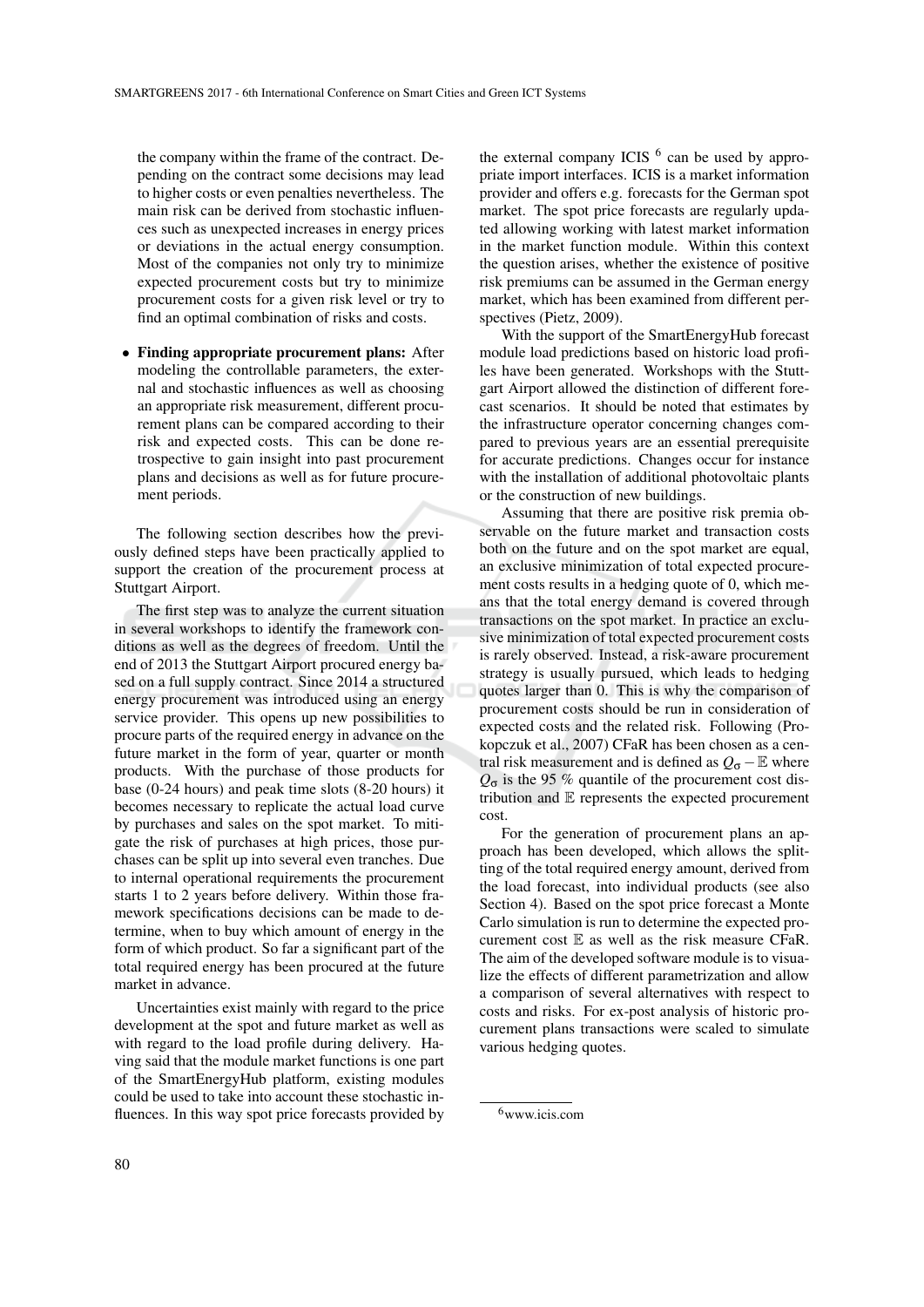the company within the frame of the contract. Depending on the contract some decisions may lead to higher costs or even penalties nevertheless. The main risk can be derived from stochastic influences such as unexpected increases in energy prices or deviations in the actual energy consumption. Most of the companies not only try to minimize expected procurement costs but try to minimize procurement costs for a given risk level or try to find an optimal combination of risks and costs.

- **Finding appropriate procurement plans:** After modeling the controllable parameters, the external and stochastic influences as well as choosing an appropriate risk measurement, different procurement plans can be compared according to their risk and expected costs. This can be done retrospective to gain insight into past procurement plans and decisions as well as for future procurement periods.

The following section describes how the previously defined steps have been practically applied to support the creation of the procurement process at Stuttgart Airport.

The first step was to analyze the current situation in several workshops to identify the framework conditions as well as the degrees of freedom. Until the end of 2013 the Stuttgart Airport procured energy based on a full supply contract. Since 2014 a structured energy procurement was introduced using an energy service provider. This opens up new possibilities to procure parts of the required energy in advance on the future market in the form of year, quarter or month products. With the purchase of those products for base (0-24 hours) and peak time slots (8-20 hours) it becomes necessary to replicate the actual load curve by purchases and sales on the spot market. To mitigate the risk of purchases at high prices, those purchases can be split up into several even tranches. Due to internal operational requirements the procurement starts 1 to 2 years before delivery. Within those framework specifications decisions can be made to determine, when to buy which amount of energy in the form of which product. So far a significant part of the total required energy has been procured at the future market in advance.

Uncertainties exist mainly with regard to the price development at the spot and future market as well as with regard to the load profile during delivery. Having said that the module market functions is one part of the SmartEnergyHub platform, existing modules could be used to take into account these stochastic influences. In this way spot price forecasts provided by the external company ICIS [6] can be used by appropriate import interfaces. ICIS is a market information provider and offers e.g. forecasts for the German spot market. The spot price forecasts are regularly updated allowing working with latest market information in the market function module. Within this context the question arises, whether the existence of positive risk premiums can be assumed in the German energy market, which has been examined from different perspectives (Pietz, 2009).

With the support of the SmartEnergyHub forecast module load predictions based on historic load profiles have been generated. Workshops with the Stuttgart Airport allowed the distinction of different forecast scenarios. It should be noted that estimates by the infrastructure operator concerning changes compared to previous years are an essential prerequisite for accurate predictions. Changes occur for instance with the installation of additional photovoltaic plants or the construction of new buildings.

Assuming that there are positive risk premia observable on the future market and transaction costs both on the future and on the spot market are equal, an exclusive minimization of total expected procurement costs results in a hedging quote of 0, which means that the total energy demand is covered through transactions on the spot market. In practice an exclusive minimization of total expected procurement costs is rarely observed. Instead, a risk-aware procurement strategy is usually pursued, which leads to hedging quotes larger than 0. This is why the comparison of procurement costs should be run in consideration of expected costs and the related risk. Following (Prokopczuk et al., 2007) CFaR has been chosen as a central risk measurement and is defined as $Q_\sigma - \mathbb{E}$ where $Q_\sigma$ is the 95 % quantile of the procurement cost distribution and $\mathbb{E}$ represents the expected procurement cost.

For the generation of procurement plans an approach has been developed, which allows the splitting of the total required energy amount, derived from the load forecast, into individual products (see also Section 4). Based on the spot price forecast a Monte Carlo simulation is run to determine the expected procurement cost $\mathbb{E}$ as well as the risk measure CFaR. The aim of the developed software module is to visualize the effects of different parametrization and allow a comparison of several alternatives with respect to costs and risks. For ex-post analysis of historic procurement plans transactions were scaled to simulate various hedging quotes.

[6] www.icis.com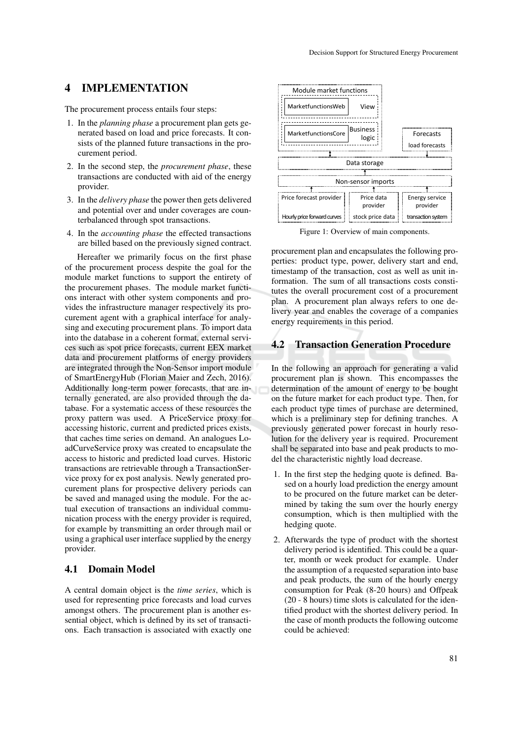# 4 IMPLEMENTATION

The procurement process entails four steps:

1. In the *planning phase* a procurement plan gets generated based on load and price forecasts. It consists of the planned future transactions in the procurement period.
2. In the second step, the *procurement phase*, these transactions are conducted with aid of the energy provider.
3. In the *delivery phase* the power then gets delivered and potential over and under coverages are counterbalanced through spot transactions.
4. In the *accounting phase* the effected transactions are billed based on the previously signed contract.

Hereafter we primarily focus on the first phase of the procurement process despite the goal for the module market functions to support the entirety of the procurement phases. The module market functions interact with other system components and provides the infrastructure manager respectively its procurement agent with a graphical interface for analysing and executing procurement plans. To import data into the database in a coherent format, external services such as spot price forecasts, current EEX market data and procurement platforms of energy providers are integrated through the Non-Sensor import module of SmartEnergyHub (Florian Maier and Zech, 2016). Additionally long-term power forecasts, that are internally generated, are also provided through the database. For a systematic access of these resources the proxy pattern was used. A PriceService proxy for accessing historic, current and predicted prices exists, that caches time series on demand. An analogues LoadCurveService proxy was created to encapsulate the access to historic and predicted load curves. Historic transactions are retrievable through a TransactionService proxy for ex post analysis. Newly generated procurement plans for prospective delivery periods can be saved and managed using the module. For the actual execution of transactions an individual communication process with the energy provider is required, for example by transmitting an order through mail or using a graphical user interface supplied by the energy provider.

Module market functions
MarketfunctionsWeb
View
MarketfunctionsCore
Business logic
Forecasts
load forecasts
Data storage
Non-sensor imports
Price forecast provider
Hourly price forward curves
Price data provider
stock price data
Energy service provider
transaction system

Figure 1: Overview of main components.

## 4.1 Domain Model

A central domain object is the *time series*, which is used for representing price forecasts and load curves amongst others. The procurement plan is another essential object, which is defined by its set of transactions. Each transaction is associated with exactly one procurement plan and encapsulates the following properties: product type, power, delivery start and end, timestamp of the transaction, cost as well as unit information. The sum of all transactions costs constitutes the overall procurement cost of a procurement plan. A procurement plan always refers to one delivery year and enables the coverage of a companies energy requirements in this period.

## 4.2 Transaction Generation Procedure

In the following an approach for generating a valid procurement plan is shown. This encompasses the determination of the amount of energy to be bought on the future market for each product type. Then, for each product type times of purchase are determined, which is a preliminary step for defining tranches. A previously generated power forecast in hourly resolution for the delivery year is required. Procurement shall be separated into base and peak products to model the characteristic nightly load decrease.

1. In the first step the hedging quote is defined. Based on a hourly load prediction the energy amount to be procured on the future market can be determined by taking the sum over the hourly energy consumption, which is then multiplied with the hedging quote.
2. Afterwards the type of product with the shortest delivery period is identified. This could be a quarter, month or week product for example. Under the assumption of a requested separation into base and peak products, the sum of the hourly energy consumption for Peak (8-20 hours) and Offpeak (20 - 8 hours) time slots is calculated for the identified product with the shortest delivery period. In the case of month products the following outcome could be achieved: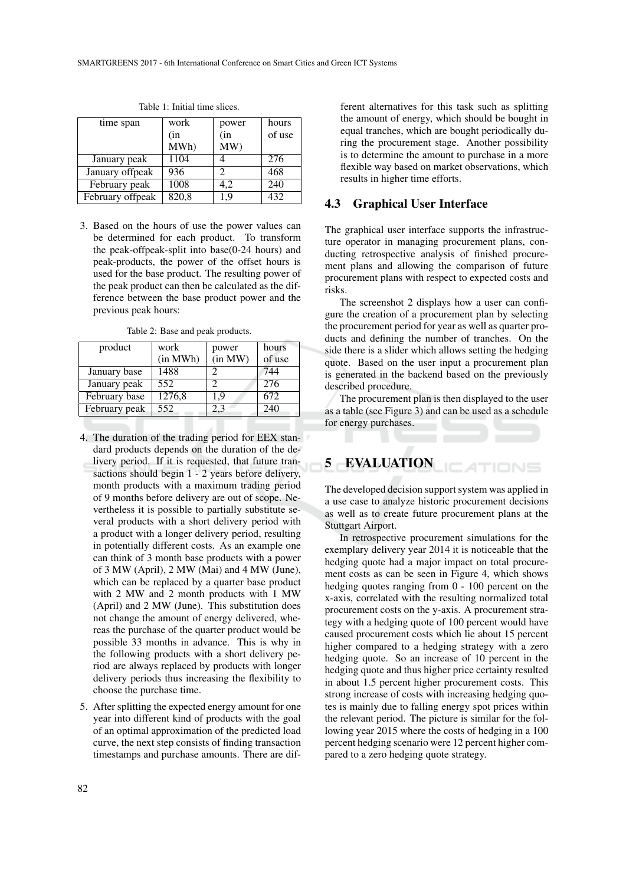Table 1: Initial time slices.

| time span | work (in MWh) | power (in MW) | hours of use |
|---|---|---|---|
| January peak | 1104 | 4 | 276 |
| January offpeak | 936 | 2 | 468 |
| February peak | 1008 | 4,2 | 240 |
| February offpeak | 820,8 | 1,9 | 432 |

3. Based on the hours of use the power values can be determined for each product. To transform the peak-offpeak-split into base(0-24 hours) and peak-products, the power of the offset hours is used for the base product. The resulting power of the peak product can then be calculated as the difference between the base product power and the previous peak hours:

Table 2: Base and peak products.

| product | work (in MWh) | power (in MW) | hours of use |
|---|---|---|---|
| January base | 1488 | 2 | 744 |
| January peak | 552 | 2 | 276 |
| February base | 1276,8 | 1,9 | 672 |
| February peak | 552 | 2,3 | 240 |

4. The duration of the trading period for EEX standard products depends on the duration of the delivery period. If it is requested, that future transactions should begin 1 - 2 years before delivery, month products with a maximum trading period of 9 months before delivery are out of scope. Nevertheless it is possible to partially substitute several products with a short delivery period with a product with a longer delivery period, resulting in potentially different costs. As an example one can think of 3 month base products with a power of 3 MW (April), 2 MW (Mai) and 4 MW (June), which can be replaced by a quarter base product with 2 MW and 2 month products with 1 MW (April) and 2 MW (June). This substitution does not change the amount of energy delivered, whereas the purchase of the quarter product would be possible 33 months in advance. This is why in the following products with a short delivery period are always replaced by products with longer delivery periods thus increasing the flexibility to choose the purchase time.

5. After splitting the expected energy amount for one year into different kind of products with the goal of an optimal approximation of the predicted load curve, the next step consists of finding transaction timestamps and purchase amounts. There are different alternatives for this task such as splitting the amount of energy, which should be bought in equal tranches, which are bought periodically during the procurement stage. Another possibility is to determine the amount to purchase in a more flexible way based on market observations, which results in higher time efforts.

### 4.3 Graphical User Interface

The graphical user interface supports the infrastructure operator in managing procurement plans, conducting retrospective analysis of finished procurement plans and allowing the comparison of future procurement plans with respect to expected costs and risks.

The screenshot 2 displays how a user can configure the creation of a procurement plan by selecting the procurement period for year as well as quarter products and defining the number of tranches. On the side there is a slider which allows setting the hedging quote. Based on the user input a procurement plan is generated in the backend based on the previously described procedure.

The procurement plan is then displayed to the user as a table (see Figure 3) and can be used as a schedule for energy purchases.

## 5 EVALUATION

The developed decision support system was applied in a use case to analyze historic procurement decisions as well as to create future procurement plans at the Stuttgart Airport.

In retrospective procurement simulations for the exemplary delivery year 2014 it is noticeable that the hedging quote had a major impact on total procurement costs as can be seen in Figure 4, which shows hedging quotes ranging from 0 - 100 percent on the x-axis, correlated with the resulting normalized total procurement costs on the y-axis. A procurement strategy with a hedging quote of 100 percent would have caused procurement costs which lie about 15 percent higher compared to a hedging strategy with a zero hedging quote. So an increase of 10 percent in the hedging quote and thus higher price certainty resulted in about 1.5 percent higher procurement costs. This strong increase of costs with increasing hedging quotes is mainly due to falling energy spot prices within the relevant period. The picture is similar for the following year 2015 where the costs of hedging in a 100 percent hedging scenario were 12 percent higher compared to a zero hedging quote strategy.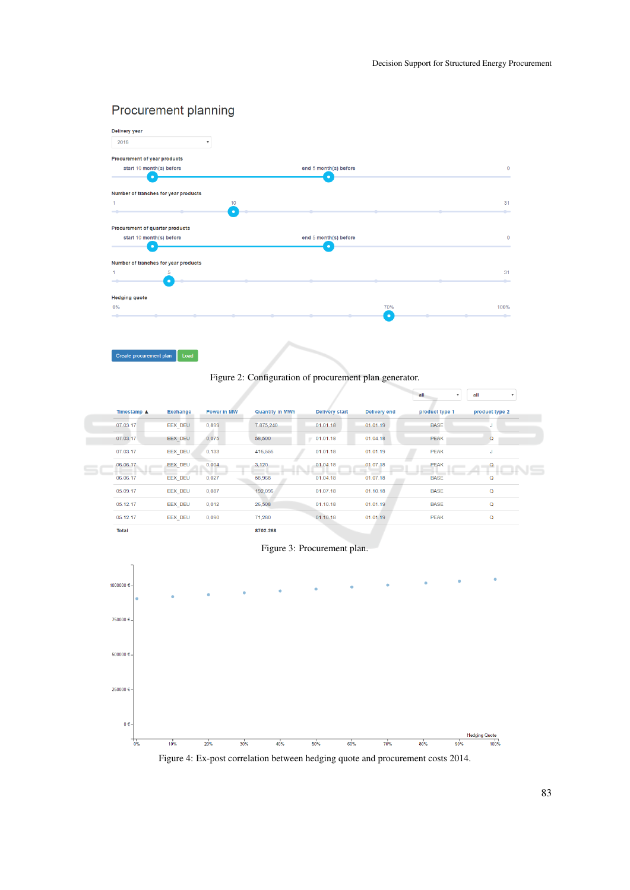Procurement planning

Delivery year

2018

Procurement of year products

start 10 month(s) before

end 5 month(s) before

0

Number of tranches for year products

1

10

31

Procurement of quarter products

start 10 month(s) before

end 5 month(s) before

0

Number of tranches for year products

1

5

31

Hedging quote

0%

70%

100%

Create procurement plan

Load

Figure 2: Configuration of procurement plan generator.

| Timestamp ▲ | Exchange | Power in MW | Quantity in MWh | Delivery start | Delivery end | product type 1 | product type 2 |
|---|---|---|---|---|---|---|---|
| | | | | | | all | all |
| 07.03.17 | EEX_DEU | 0,899 | 7.875,240 | 01.01.18 | 01.01.19 | BASE | J |
| 07.03.17 | EEX_DEU | 0,075 | 58,500 | 01.01.18 | 01.04.18 | PEAK | Q |
| 07.03.17 | EEX_DEU | 0,133 | 416,556 | 01.01.18 | 01.01.19 | PEAK | J |
| 06.06.17 | EEX_DEU | 0,004 | 3,120 | 01.04.18 | 01.07.18 | PEAK | Q |
| 06.06.17 | EEX_DEU | 0,027 | 58,968 | 01.04.18 | 01.07.18 | BASE | Q |
| 05.09.17 | EEX_DEU | 0,087 | 192,096 | 01.07.18 | 01.10.18 | BASE | Q |
| 05.12.17 | EEX_DEU | 0,012 | 26,508 | 01.10.18 | 01.01.19 | BASE | Q |
| 05.12.17 | EEX_DEU | 0,090 | 71,280 | 01.10.18 | 01.01.19 | PEAK | Q |
| Total | | | 8702.268 | | | | |

Figure 3: Procurement plan.

1000000 €
750000 €
500000 €
250000 €
0 €

0% 10% 20% 30% 40% 50% 60% 70% 80% 90% 100%

Hedging Quote

Figure 4: Ex-post correlation between hedging quote and procurement costs 2014.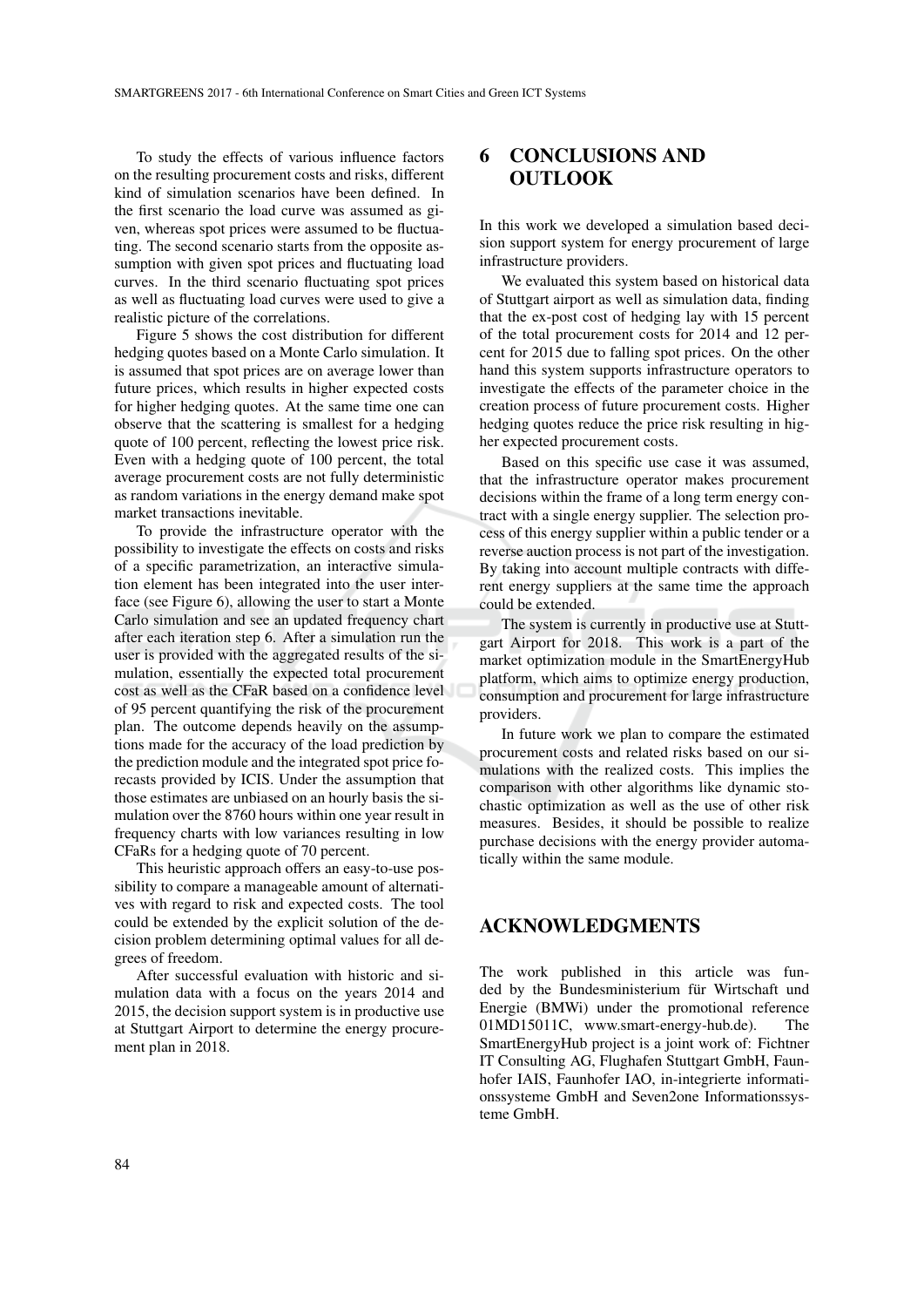To study the effects of various influence factors on the resulting procurement costs and risks, different kind of simulation scenarios have been defined. In the first scenario the load curve was assumed as given, whereas spot prices were assumed to be fluctuating. The second scenario starts from the opposite assumption with given spot prices and fluctuating load curves. In the third scenario fluctuating spot prices as well as fluctuating load curves were used to give a realistic picture of the correlations.

Figure 5 shows the cost distribution for different hedging quotes based on a Monte Carlo simulation. It is assumed that spot prices are on average lower than future prices, which results in higher expected costs for higher hedging quotes. At the same time one can observe that the scattering is smallest for a hedging quote of 100 percent, reflecting the lowest price risk. Even with a hedging quote of 100 percent, the total average procurement costs are not fully deterministic as random variations in the energy demand make spot market transactions inevitable.

To provide the infrastructure operator with the possibility to investigate the effects on costs and risks of a specific parametrization, an interactive simulation element has been integrated into the user interface (see Figure 6), allowing the user to start a Monte Carlo simulation and see an updated frequency chart after each iteration step 6. After a simulation run the user is provided with the aggregated results of the simulation, essentially the expected total procurement cost as well as the CFaR based on a confidence level of 95 percent quantifying the risk of the procurement plan. The outcome depends heavily on the assumptions made for the accuracy of the load prediction by the prediction module and the integrated spot price forecasts provided by ICIS. Under the assumption that those estimates are unbiased on an hourly basis the simulation over the 8760 hours within one year result in frequency charts with low variances resulting in low CFaRs for a hedging quote of 70 percent.

This heuristic approach offers an easy-to-use possibility to compare a manageable amount of alternatives with regard to risk and expected costs. The tool could be extended by the explicit solution of the decision problem determining optimal values for all degrees of freedom.

After successful evaluation with historic and simulation data with a focus on the years 2014 and 2015, the decision support system is in productive use at Stuttgart Airport to determine the energy procurement plan in 2018.

# 6 CONCLUSIONS AND OUTLOOK

In this work we developed a simulation based decision support system for energy procurement of large infrastructure providers.

We evaluated this system based on historical data of Stuttgart airport as well as simulation data, finding that the ex-post cost of hedging lay with 15 percent of the total procurement costs for 2014 and 12 percent for 2015 due to falling spot prices. On the other hand this system supports infrastructure operators to investigate the effects of the parameter choice in the creation process of future procurement costs. Higher hedging quotes reduce the price risk resulting in higher expected procurement costs.

Based on this specific use case it was assumed, that the infrastructure operator makes procurement decisions within the frame of a long term energy contract with a single energy supplier. The selection process of this energy supplier within a public tender or a reverse auction process is not part of the investigation. By taking into account multiple contracts with different energy suppliers at the same time the approach could be extended.

The system is currently in productive use at Stuttgart Airport for 2018. This work is a part of the market optimization module in the SmartEnergyHub platform, which aims to optimize energy production, consumption and procurement for large infrastructure providers.

In future work we plan to compare the estimated procurement costs and related risks based on our simulations with the realized costs. This implies the comparison with other algorithms like dynamic stochastic optimization as well as the use of other risk measures. Besides, it should be possible to realize purchase decisions with the energy provider automatically within the same module.

# ACKNOWLEDGMENTS

The work published in this article was funded by the Bundesministerium für Wirtschaft und Energie (BMWi) under the promotional reference 01MD15011C, www.smart-energy-hub.de). The SmartEnergyHub project is a joint work of: Fichtner IT Consulting AG, Flughafen Stuttgart GmbH, Faunhofer IAIS, Faunhofer IAO, in-integrierte informationssysteme GmbH and Seven2one Informationssysteme GmbH.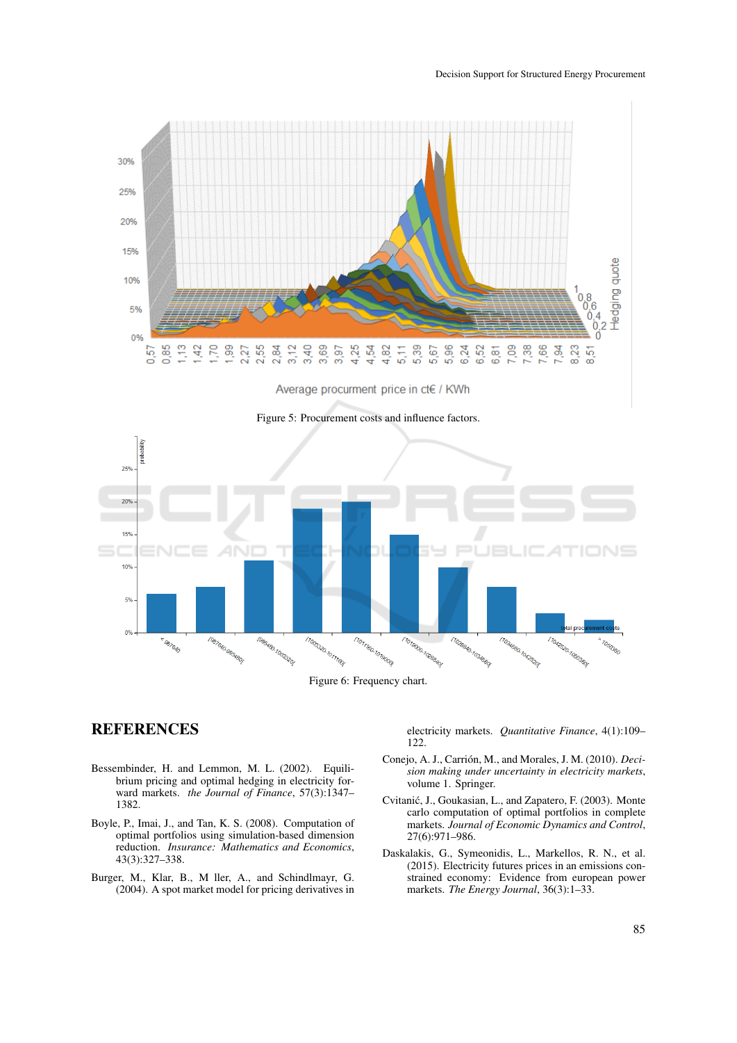30%
25%
20%
15%
10%
5%
0%

0,57 0,85 1,13 1,42 1,70 1,99 2,27 2,55 2,84 3,12 3,40 3,69 3,97 4,25 4,54 4,82 5,11 5,39 5,67 5,96 6,24 6,52 6,81 7,09 7,38 7,66 7,94 8,23 8,51

Average procurment price in ct€ / KWh

Hedging quote
1
0,8
0,6
0,4
0,2
0

Figure 5: Procurement costs and influence factors.

probability
25%
20%
15%
10%
5%
0%

< 987640
[987640-993480[
[993480-1003320[
[1003320-1011160[
[1011160-1019000[
[1019000-1026840[
[1026840-1034680[
[1034680-1042520[
[1042520-1050360[
> 1050360

total procurement costs

Figure 6: Frequency chart.

## REFERENCES

Bessembinder, H. and Lemmon, M. L. (2002). Equilibrium pricing and optimal hedging in electricity forward markets. *the Journal of Finance*, 57(3):1347–1382.

Boyle, P., Imai, J., and Tan, K. S. (2008). Computation of optimal portfolios using simulation-based dimension reduction. *Insurance: Mathematics and Economics*, 43(3):327–338.

Burger, M., Klar, B., M ller, A., and Schindlmayr, G. (2004). A spot market model for pricing derivatives in electricity markets. *Quantitative Finance*, 4(1):109–122.

Conejo, A. J., Carrión, M., and Morales, J. M. (2010). *Decision making under uncertainty in electricity markets*, volume 1. Springer.

Cvitanić, J., Goukasian, L., and Zapatero, F. (2003). Monte carlo computation of optimal portfolios in complete markets. *Journal of Economic Dynamics and Control*, 27(6):971–986.

Daskalakis, G., Symeonidis, L., Markellos, R. N., et al. (2015). Electricity futures prices in an emissions constrained economy: Evidence from european power markets. *The Energy Journal*, 36(3):1–33.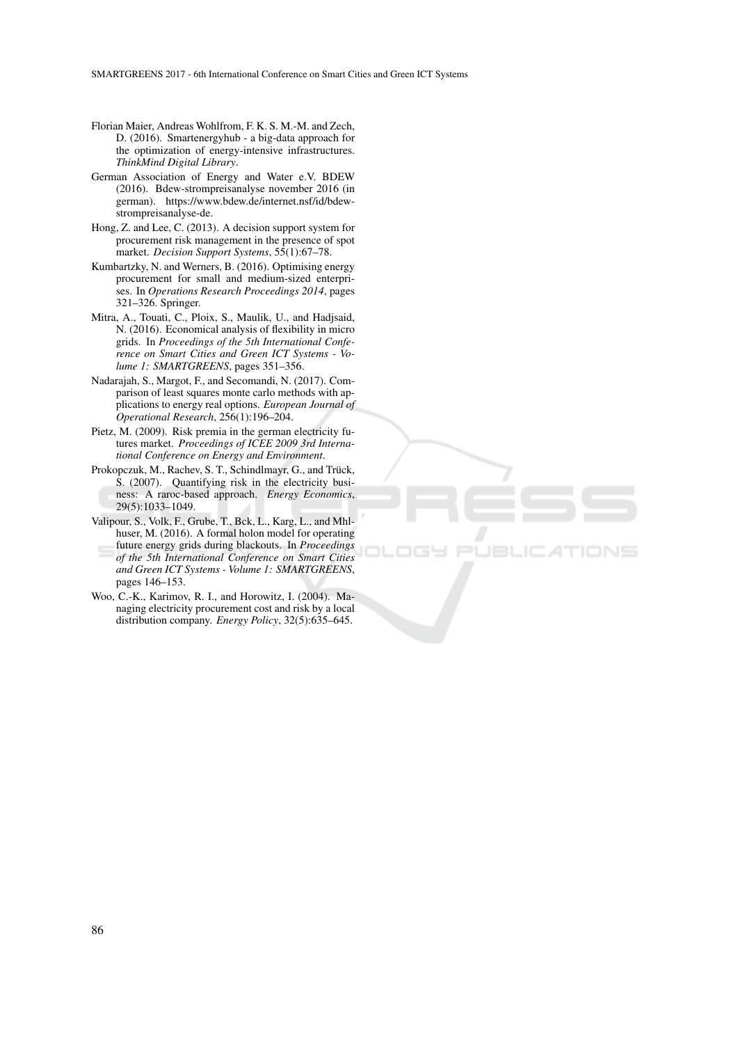Florian Maier, Andreas Wohlfrom, F. K. S. M.-M. and Zech, D. (2016). Smartenergyhub - a big-data approach for the optimization of energy-intensive infrastructures. *ThinkMind Digital Library*.

German Association of Energy and Water e.V. BDEW (2016). Bdew-strompreisanalyse november 2016 (in german). https://www.bdew.de/internet.nsf/id/bdew-strompreisanalyse-de.

Hong, Z. and Lee, C. (2013). A decision support system for procurement risk management in the presence of spot market. *Decision Support Systems*, 55(1):67–78.

Kumbartzky, N. and Werners, B. (2016). Optimising energy procurement for small and medium-sized enterprises. In *Operations Research Proceedings 2014*, pages 321–326. Springer.

Mitra, A., Touati, C., Ploix, S., Maulik, U., and Hadjsaid, N. (2016). Economical analysis of flexibility in micro grids. In *Proceedings of the 5th International Conference on Smart Cities and Green ICT Systems - Volume 1: SMARTGREENS*, pages 351–356.

Nadarajah, S., Margot, F., and Secomandi, N. (2017). Comparison of least squares monte carlo methods with applications to energy real options. *European Journal of Operational Research*, 256(1):196–204.

Pietz, M. (2009). Risk premia in the german electricity futures market. *Proceedings of ICEE 2009 3rd International Conference on Energy and Environment*.

Prokopczuk, M., Rachev, S. T., Schindlmayr, G., and Trück, S. (2007). Quantifying risk in the electricity business: A raroc-based approach. *Energy Economics*, 29(5):1033–1049.

Valipour, S., Volk, F., Grube, T., Bck, L., Karg, L., and Mhlhuser, M. (2016). A formal holon model for operating future energy grids during blackouts. In *Proceedings of the 5th International Conference on Smart Cities and Green ICT Systems - Volume 1: SMARTGREENS*, pages 146–153.

Woo, C.-K., Karimov, R. I., and Horowitz, I. (2004). Managing electricity procurement cost and risk by a local distribution company. *Energy Policy*, 32(5):635–645.